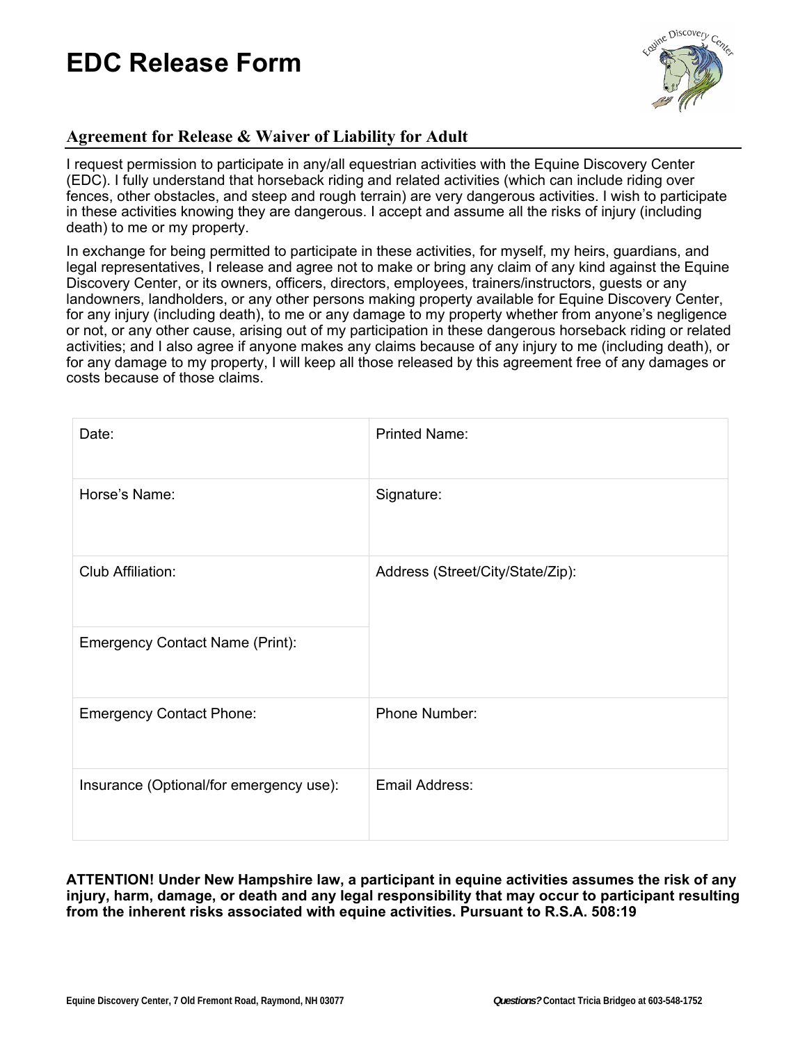# EDC Release Form

## Agreement for Release & Waiver of Liability for Adult

I request permission to participate in any/all equestrian activities with the Equine Discovery Center (EDC). I fully understand that horseback riding and related activities (which can include riding over fences, other obstacles, and steep and rough terrain) are very dangerous activities. I wish to participate in these activities knowing they are dangerous. I accept and assume all the risks of injury (including death) to me or my property.

In exchange for being permitted to participate in these activities, for myself, my heirs, guardians, and legal representatives, I release and agree not to make or bring any claim of any kind against the Equine Discovery Center, or its owners, officers, directors, employees, trainers/instructors, guests or any landowners, landholders, or any other persons making property available for Equine Discovery Center, for any injury (including death), to me or any damage to my property whether from anyone's negligence or not, or any other cause, arising out of my participation in these dangerous horseback riding or related activities; and I also agree if anyone makes any claims because of any injury to me (including death), or for any damage to my property, I will keep all those released by this agreement free of any damages or costs because of those claims.

| | |
|---|---|
| Date: | Printed Name: |
| Horse's Name: | Signature: |
| Club Affiliation: | Address (Street/City/State/Zip): |
| Emergency Contact Name (Print): | |
| Emergency Contact Phone: | Phone Number: |
| Insurance (Optional/for emergency use): | Email Address: |

**ATTENTION! Under New Hampshire law, a participant in equine activities assumes the risk of any injury, harm, damage, or death and any legal responsibility that may occur to participant resulting from the inherent risks associated with equine activities. Pursuant to R.S.A. 508:19**

Equine Discovery Center, 7 Old Fremont Road, Raymond, NH 03077 — *Questions?* Contact Tricia Bridgeo at 603-548-1752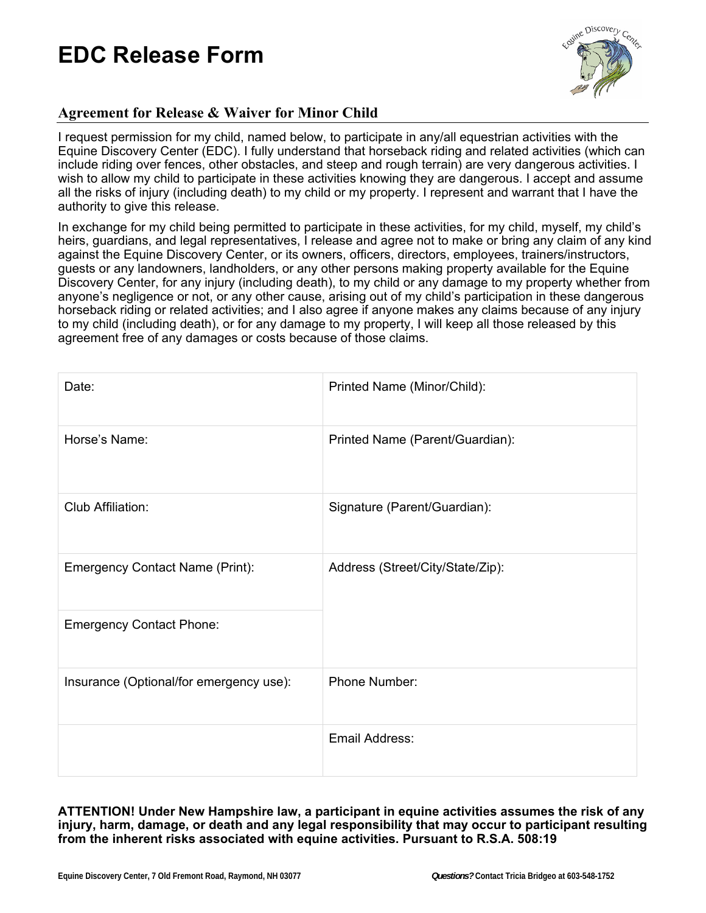# EDC Release Form

## Agreement for Release & Waiver for Minor Child

I request permission for my child, named below, to participate in any/all equestrian activities with the Equine Discovery Center (EDC). I fully understand that horseback riding and related activities (which can include riding over fences, other obstacles, and steep and rough terrain) are very dangerous activities. I wish to allow my child to participate in these activities knowing they are dangerous. I accept and assume all the risks of injury (including death) to my child or my property. I represent and warrant that I have the authority to give this release.

In exchange for my child being permitted to participate in these activities, for my child, myself, my child's heirs, guardians, and legal representatives, I release and agree not to make or bring any claim of any kind against the Equine Discovery Center, or its owners, officers, directors, employees, trainers/instructors, guests or any landowners, landholders, or any other persons making property available for the Equine Discovery Center, for any injury (including death), to my child or any damage to my property whether from anyone's negligence or not, or any other cause, arising out of my child's participation in these dangerous horseback riding or related activities; and I also agree if anyone makes any claims because of any injury to my child (including death), or for any damage to my property, I will keep all those released by this agreement free of any damages or costs because of those claims.

| | |
|---|---|
| Date: | Printed Name (Minor/Child): |
| Horse's Name: | Printed Name (Parent/Guardian): |
| Club Affiliation: | Signature (Parent/Guardian): |
| Emergency Contact Name (Print): | Address (Street/City/State/Zip): |
| Emergency Contact Phone: | |
| Insurance (Optional/for emergency use): | Phone Number: |
| | Email Address: |

**ATTENTION! Under New Hampshire law, a participant in equine activities assumes the risk of any injury, harm, damage, or death and any legal responsibility that may occur to participant resulting from the inherent risks associated with equine activities. Pursuant to R.S.A. 508:19**

Equine Discovery Center, 7 Old Fremont Road, Raymond, NH 03077

*Questions?* Contact Tricia Bridgeo at 603-548-1752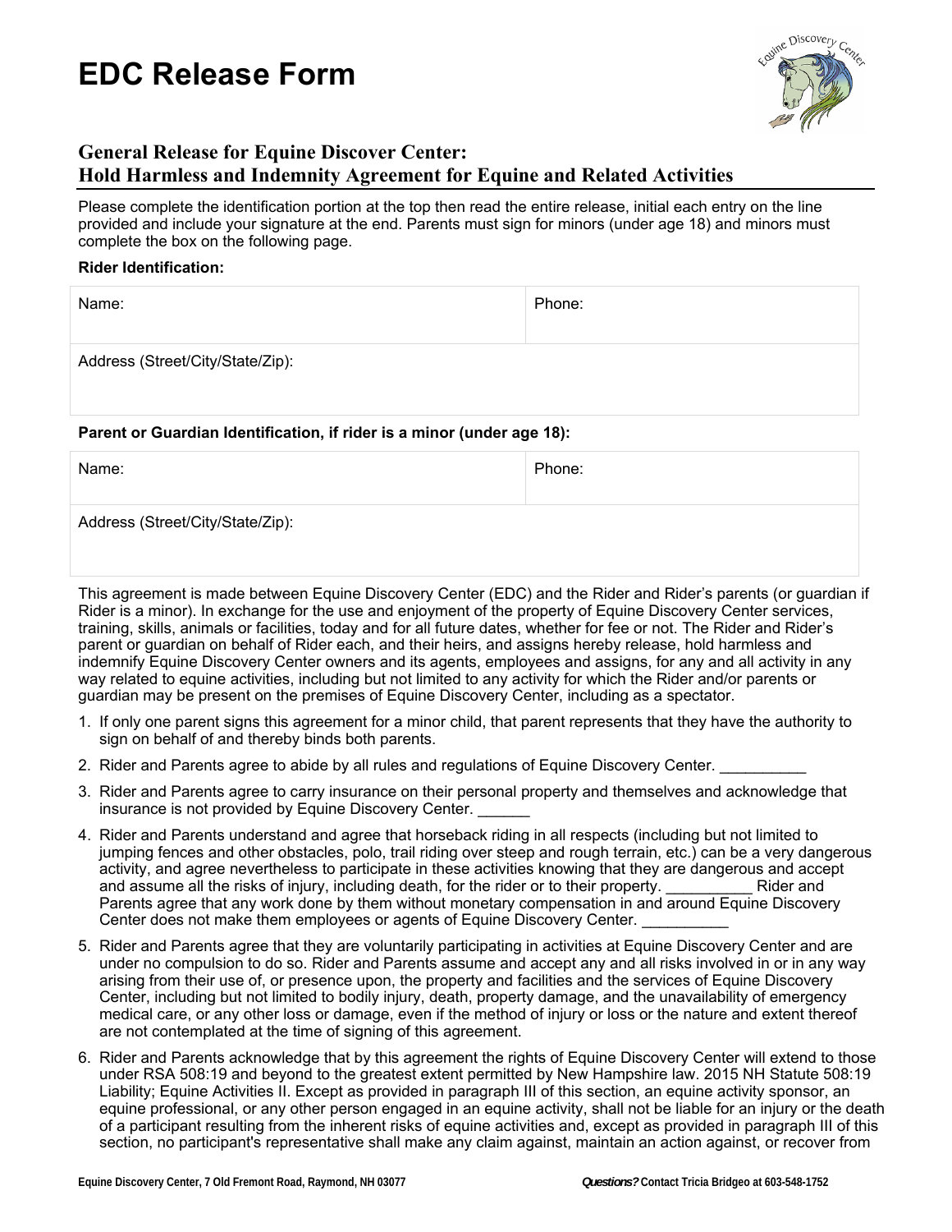# EDC Release Form

**General Release for Equine Discover Center:**
**Hold Harmless and Indemnity Agreement for Equine and Related Activities**

Please complete the identification portion at the top then read the entire release, initial each entry on the line provided and include your signature at the end. Parents must sign for minors (under age 18) and minors must complete the box on the following page.

**Rider Identification:**

| Name: | Phone: |
|---|---|
| Address (Street/City/State/Zip): | |

**Parent or Guardian Identification, if rider is a minor (under age 18):**

| Name: | Phone: |
|---|---|
| Address (Street/City/State/Zip): | |

This agreement is made between Equine Discovery Center (EDC) and the Rider and Rider's parents (or guardian if Rider is a minor). In exchange for the use and enjoyment of the property of Equine Discovery Center services, training, skills, animals or facilities, today and for all future dates, whether for fee or not. The Rider and Rider's parent or guardian on behalf of Rider each, and their heirs, and assigns hereby release, hold harmless and indemnify Equine Discovery Center owners and its agents, employees and assigns, for any and all activity in any way related to equine activities, including but not limited to any activity for which the Rider and/or parents or guardian may be present on the premises of Equine Discovery Center, including as a spectator.

1. If only one parent signs this agreement for a minor child, that parent represents that they have the authority to sign on behalf of and thereby binds both parents.
2. Rider and Parents agree to abide by all rules and regulations of Equine Discovery Center. __________
3. Rider and Parents agree to carry insurance on their personal property and themselves and acknowledge that insurance is not provided by Equine Discovery Center. ______
4. Rider and Parents understand and agree that horseback riding in all respects (including but not limited to jumping fences and other obstacles, polo, trail riding over steep and rough terrain, etc.) can be a very dangerous activity, and agree nevertheless to participate in these activities knowing that they are dangerous and accept and assume all the risks of injury, including death, for the rider or to their property. __________ Rider and Parents agree that any work done by them without monetary compensation in and around Equine Discovery Center does not make them employees or agents of Equine Discovery Center. __________
5. Rider and Parents agree that they are voluntarily participating in activities at Equine Discovery Center and are under no compulsion to do so. Rider and Parents assume and accept any and all risks involved in or in any way arising from their use of, or presence upon, the property and facilities and the services of Equine Discovery Center, including but not limited to bodily injury, death, property damage, and the unavailability of emergency medical care, or any other loss or damage, even if the method of injury or loss or the nature and extent thereof are not contemplated at the time of signing of this agreement.
6. Rider and Parents acknowledge that by this agreement the rights of Equine Discovery Center will extend to those under RSA 508:19 and beyond to the greatest extent permitted by New Hampshire law. 2015 NH Statute 508:19 Liability; Equine Activities II. Except as provided in paragraph III of this section, an equine activity sponsor, an equine professional, or any other person engaged in an equine activity, shall not be liable for an injury or the death of a participant resulting from the inherent risks of equine activities and, except as provided in paragraph III of this section, no participant's representative shall make any claim against, maintain an action against, or recover from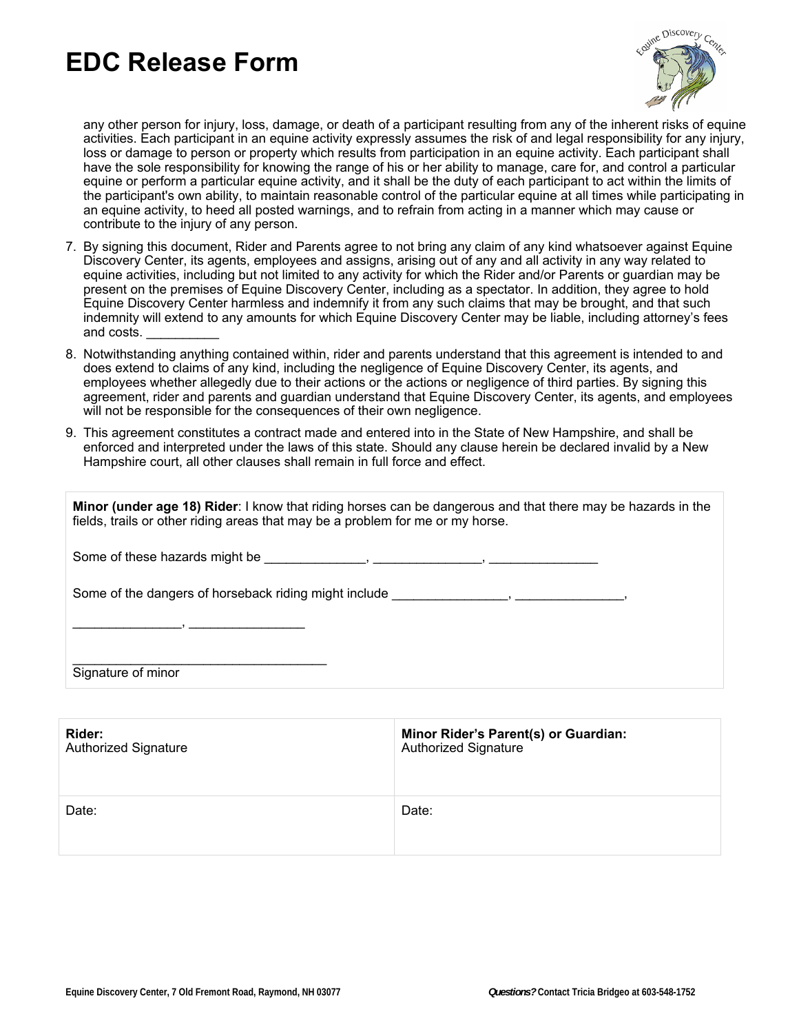# EDC Release Form

any other person for injury, loss, damage, or death of a participant resulting from any of the inherent risks of equine activities. Each participant in an equine activity expressly assumes the risk of and legal responsibility for any injury, loss or damage to person or property which results from participation in an equine activity. Each participant shall have the sole responsibility for knowing the range of his or her ability to manage, care for, and control a particular equine or perform a particular equine activity, and it shall be the duty of each participant to act within the limits of the participant's own ability, to maintain reasonable control of the particular equine at all times while participating in an equine activity, to heed all posted warnings, and to refrain from acting in a manner which may cause or contribute to the injury of any person.

7. By signing this document, Rider and Parents agree to not bring any claim of any kind whatsoever against Equine Discovery Center, its agents, employees and assigns, arising out of any and all activity in any way related to equine activities, including but not limited to any activity for which the Rider and/or Parents or guardian may be present on the premises of Equine Discovery Center, including as a spectator. In addition, they agree to hold Equine Discovery Center harmless and indemnify it from any such claims that may be brought, and that such indemnity will extend to any amounts for which Equine Discovery Center may be liable, including attorney's fees and costs. __________
8. Notwithstanding anything contained within, rider and parents understand that this agreement is intended to and does extend to claims of any kind, including the negligence of Equine Discovery Center, its agents, and employees whether allegedly due to their actions or the actions or negligence of third parties. By signing this agreement, rider and parents and guardian understand that Equine Discovery Center, its agents, and employees will not be responsible for the consequences of their own negligence.
9. This agreement constitutes a contract made and entered into in the State of New Hampshire, and shall be enforced and interpreted under the laws of this state. Should any clause herein be declared invalid by a New Hampshire court, all other clauses shall remain in full force and effect.

**Minor (under age 18) Rider**: I know that riding horses can be dangerous and that there may be hazards in the fields, trails or other riding areas that may be a problem for me or my horse.

Some of these hazards might be ______________, _______________, _______________

Some of the dangers of horseback riding might include ________________, _______________,

_______________, ________________

___________________________________
Signature of minor

| | |
|---|---|
| **Rider:**<br>Authorized Signature | **Minor Rider's Parent(s) or Guardian:**<br>Authorized Signature |
| Date: | Date: |

Equine Discovery Center, 7 Old Fremont Road, Raymond, NH 03077

***Questions?*** **Contact Tricia Bridgeo at 603-548-1752**